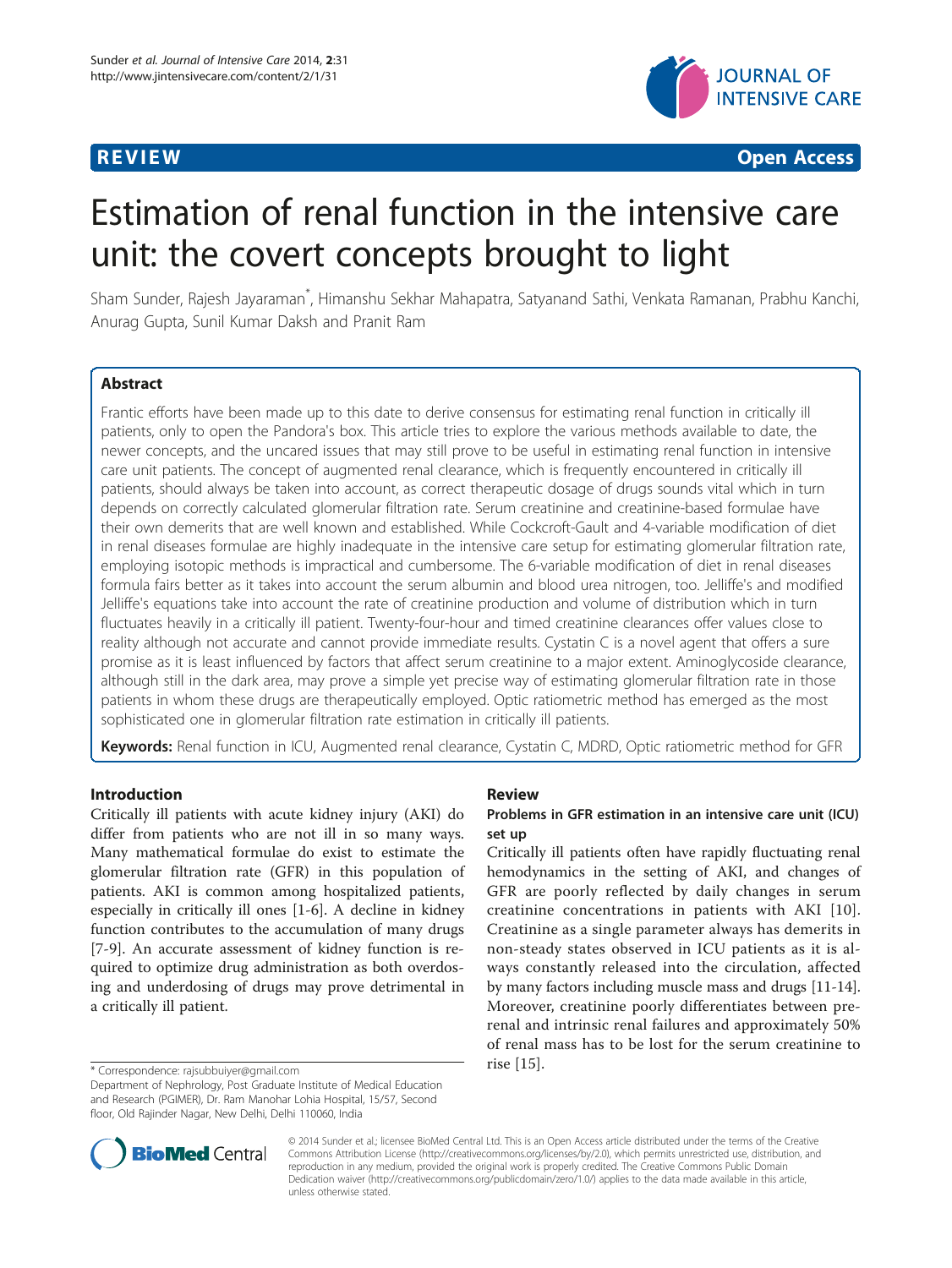REVIEW Open Access

# Estimation of renal function in the intensive care unit: the covert concepts brought to light

Sham Sunder, Rajesh Jayaraman*, Himanshu Sekhar Mahapatra, Satyanand Sathi, Venkata Ramanan, Prabhu Kanchi, Anurag Gupta, Sunil Kumar Daksh and Pranit Ram

## Abstract

Frantic efforts have been made up to this date to derive consensus for estimating renal function in critically ill patients, only to open the Pandora's box. This article tries to explore the various methods available to date, the newer concepts, and the uncared issues that may still prove to be useful in estimating renal function in intensive care unit patients. The concept of augmented renal clearance, which is frequently encountered in critically ill patients, should always be taken into account, as correct therapeutic dosage of drugs sounds vital which in turn depends on correctly calculated glomerular filtration rate. Serum creatinine and creatinine-based formulae have their own demerits that are well known and established. While Cockcroft-Gault and 4-variable modification of diet in renal diseases formulae are highly inadequate in the intensive care setup for estimating glomerular filtration rate, employing isotopic methods is impractical and cumbersome. The 6-variable modification of diet in renal diseases formula fairs better as it takes into account the serum albumin and blood urea nitrogen, too. Jelliffe's and modified Jelliffe's equations take into account the rate of creatinine production and volume of distribution which in turn fluctuates heavily in a critically ill patient. Twenty-four-hour and timed creatinine clearances offer values close to reality although not accurate and cannot provide immediate results. Cystatin C is a novel agent that offers a sure promise as it is least influenced by factors that affect serum creatinine to a major extent. Aminoglycoside clearance, although still in the dark area, may prove a simple yet precise way of estimating glomerular filtration rate in those patients in whom these drugs are therapeutically employed. Optic ratiometric method has emerged as the most sophisticated one in glomerular filtration rate estimation in critically ill patients.

**Keywords:** Renal function in ICU, Augmented renal clearance, Cystatin C, MDRD, Optic ratiometric method for GFR

## Introduction

Critically ill patients with acute kidney injury (AKI) do differ from patients who are not ill in so many ways. Many mathematical formulae do exist to estimate the glomerular filtration rate (GFR) in this population of patients. AKI is common among hospitalized patients, especially in critically ill ones [1-6]. A decline in kidney function contributes to the accumulation of many drugs [7-9]. An accurate assessment of kidney function is required to optimize drug administration as both overdosing and underdosing of drugs may prove detrimental in a critically ill patient.

## Review

### Problems in GFR estimation in an intensive care unit (ICU) set up

Critically ill patients often have rapidly fluctuating renal hemodynamics in the setting of AKI, and changes of GFR are poorly reflected by daily changes in serum creatinine concentrations in patients with AKI [10]. Creatinine as a single parameter always has demerits in non-steady states observed in ICU patients as it is always constantly released into the circulation, affected by many factors including muscle mass and drugs [11-14]. Moreover, creatinine poorly differentiates between prerenal and intrinsic renal failures and approximately 50% of renal mass has to be lost for the serum creatinine to rise [15].

* Correspondence: rajsubbuiyer@gmail.com
Department of Nephrology, Post Graduate Institute of Medical Education and Research (PGIMER), Dr. Ram Manohar Lohia Hospital, 15/57, Second floor, Old Rajinder Nagar, New Delhi, Delhi 110060, India

© 2014 Sunder et al.; licensee BioMed Central Ltd. This is an Open Access article distributed under the terms of the Creative Commons Attribution License (http://creativecommons.org/licenses/by/2.0), which permits unrestricted use, distribution, and reproduction in any medium, provided the original work is properly credited. The Creative Commons Public Domain Dedication waiver (http://creativecommons.org/publicdomain/zero/1.0/) applies to the data made available in this article, unless otherwise stated.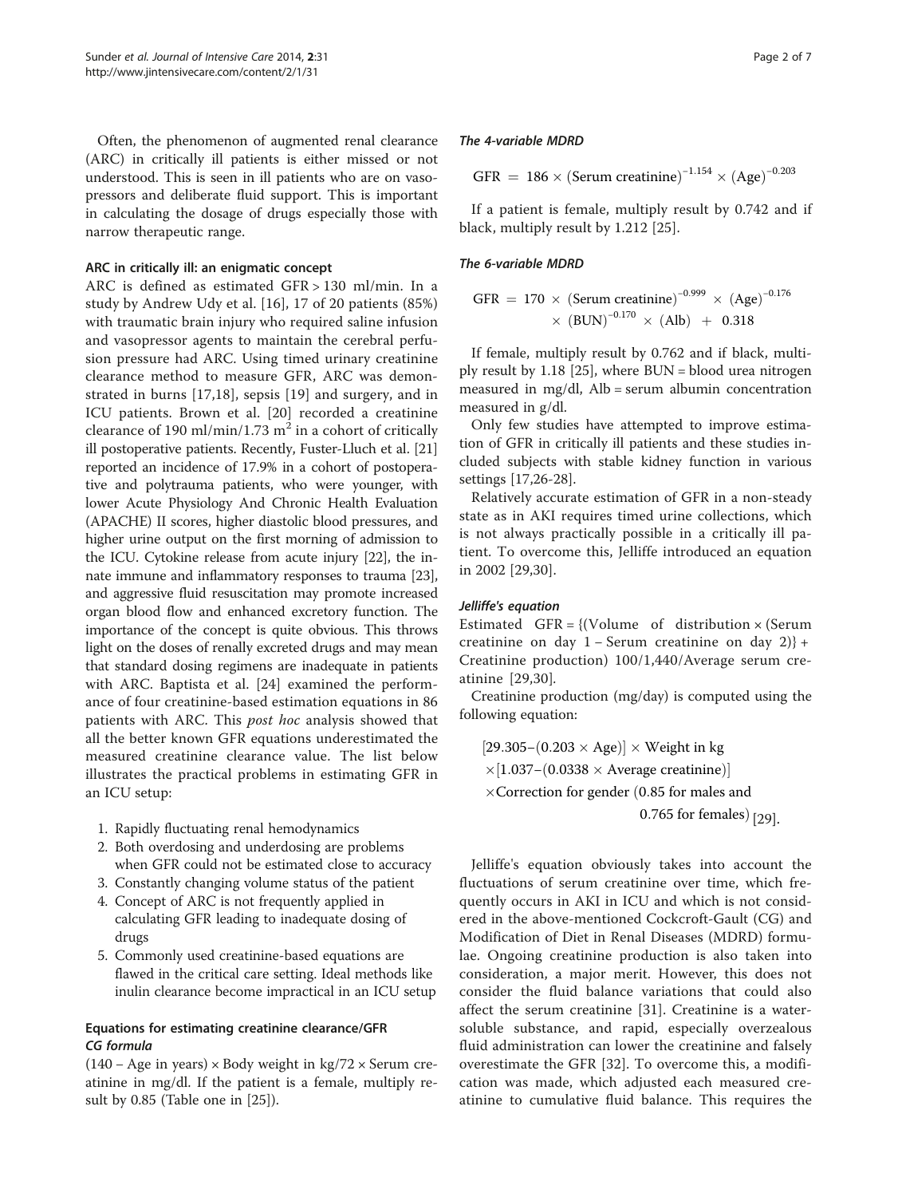Often, the phenomenon of augmented renal clearance (ARC) in critically ill patients is either missed or not understood. This is seen in ill patients who are on vasopressors and deliberate fluid support. This is important in calculating the dosage of drugs especially those with narrow therapeutic range.

### ARC in critically ill: an enigmatic concept

ARC is defined as estimated GFR > 130 ml/min. In a study by Andrew Udy et al. [16], 17 of 20 patients (85%) with traumatic brain injury who required saline infusion and vasopressor agents to maintain the cerebral perfusion pressure had ARC. Using timed urinary creatinine clearance method to measure GFR, ARC was demonstrated in burns [17,18], sepsis [19] and surgery, and in ICU patients. Brown et al. [20] recorded a creatinine clearance of 190 ml/min/1.73 $m^2$ in a cohort of critically ill postoperative patients. Recently, Fuster-Lluch et al. [21] reported an incidence of 17.9% in a cohort of postoperative and polytrauma patients, who were younger, with lower Acute Physiology And Chronic Health Evaluation (APACHE) II scores, higher diastolic blood pressures, and higher urine output on the first morning of admission to the ICU. Cytokine release from acute injury [22], the innate immune and inflammatory responses to trauma [23], and aggressive fluid resuscitation may promote increased organ blood flow and enhanced excretory function. The importance of the concept is quite obvious. This throws light on the doses of renally excreted drugs and may mean that standard dosing regimens are inadequate in patients with ARC. Baptista et al. [24] examined the performance of four creatinine-based estimation equations in 86 patients with ARC. This *post hoc* analysis showed that all the better known GFR equations underestimated the measured creatinine clearance value. The list below illustrates the practical problems in estimating GFR in an ICU setup:

1. Rapidly fluctuating renal hemodynamics
2. Both overdosing and underdosing are problems when GFR could not be estimated close to accuracy
3. Constantly changing volume status of the patient
4. Concept of ARC is not frequently applied in calculating GFR leading to inadequate dosing of drugs
5. Commonly used creatinine-based equations are flawed in the critical care setting. Ideal methods like inulin clearance become impractical in an ICU setup

### Equations for estimating creatinine clearance/GFR

#### *CG formula*

(140 – Age in years) × Body weight in kg/72 × Serum creatinine in mg/dl. If the patient is a female, multiply result by 0.85 (Table one in [25]).

#### *The 4-variable MDRD*

$$\text{GFR} = 186 \times (\text{Serum creatinine})^{-1.154} \times (\text{Age})^{-0.203}$$

If a patient is female, multiply result by 0.742 and if black, multiply result by 1.212 [25].

#### *The 6-variable MDRD*

$$\text{GFR} = 170 \times (\text{Serum creatinine})^{-0.999} \times (\text{Age})^{-0.176} \times (\text{BUN})^{-0.170} \times (\text{Alb}) + 0.318$$

If female, multiply result by 0.762 and if black, multiply result by 1.18 [25], where BUN = blood urea nitrogen measured in mg/dl, Alb = serum albumin concentration measured in g/dl.

Only few studies have attempted to improve estimation of GFR in critically ill patients and these studies included subjects with stable kidney function in various settings [17,26-28].

Relatively accurate estimation of GFR in a non-steady state as in AKI requires timed urine collections, which is not always practically possible in a critically ill patient. To overcome this, Jelliffe introduced an equation in 2002 [29,30].

#### *Jelliffe's equation*

Estimated GFR = {(Volume of distribution × (Serum creatinine on day 1 – Serum creatinine on day 2)} + Creatinine production) 100/1,440/Average serum creatinine [29,30].

Creatinine production (mg/day) is computed using the following equation:

$$[29.305 - (0.203 \times \text{Age})] \times \text{Weight in kg} \times [1.037 - (0.0338 \times \text{Average creatinine})] \times \text{Correction for gender (0.85 for males and 0.765 for females)}$$ [29].

Jelliffe's equation obviously takes into account the fluctuations of serum creatinine over time, which frequently occurs in AKI in ICU and which is not considered in the above-mentioned Cockcroft-Gault (CG) and Modification of Diet in Renal Diseases (MDRD) formulae. Ongoing creatinine production is also taken into consideration, a major merit. However, this does not consider the fluid balance variations that could also affect the serum creatinine [31]. Creatinine is a water-soluble substance, and rapid, especially overzealous fluid administration can lower the creatinine and falsely overestimate the GFR [32]. To overcome this, a modification was made, which adjusted each measured creatinine to cumulative fluid balance. This requires the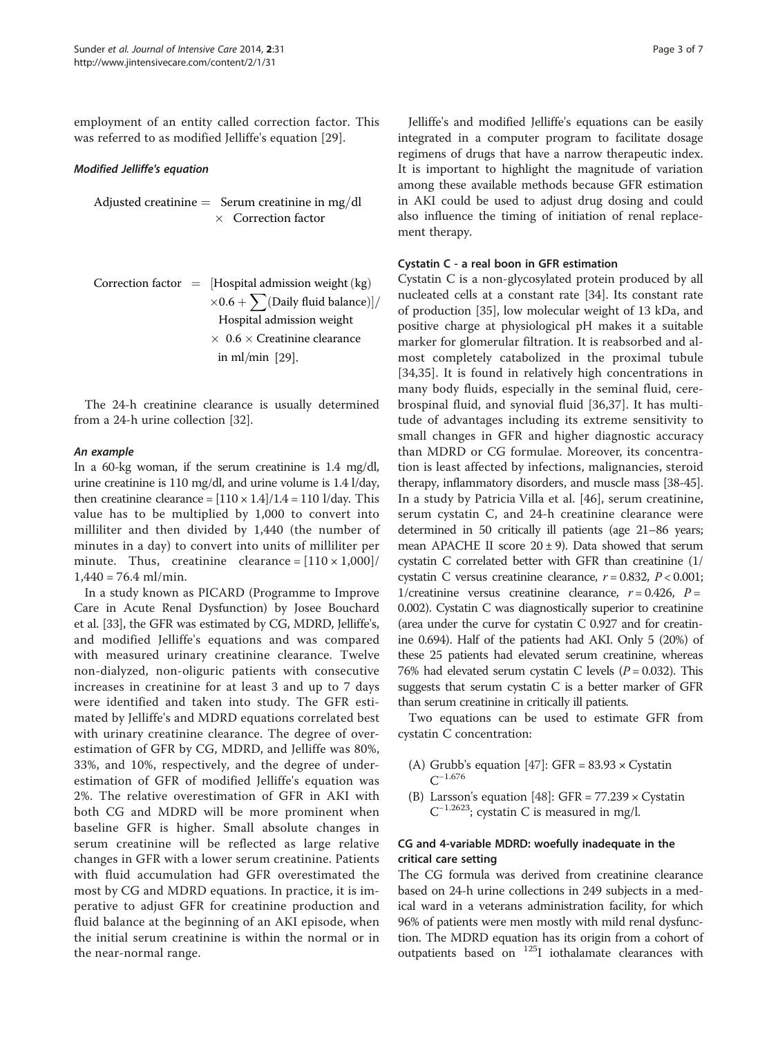employment of an entity called correction factor. This was referred to as modified Jelliffe's equation [29].

#### *Modified Jelliffe's equation*

$$\text{Adjusted creatinine} = \text{Serum creatinine in mg/dl} \times \text{Correction factor}$$

$$\text{Correction factor} = [\text{Hospital admission weight (kg)} \times 0.6 + \sum(\text{Daily fluid balance})] / \text{Hospital admission weight} \times 0.6 \times \text{Creatinine clearance in ml/min}$$ [29].

The 24-h creatinine clearance is usually determined from a 24-h urine collection [32].

#### *An example*

In a 60-kg woman, if the serum creatinine is 1.4 mg/dl, urine creatinine is 110 mg/dl, and urine volume is 1.4 l/day, then creatinine clearance = $[110 \times 1.4]/1.4 = 110$ l/day. This value has to be multiplied by 1,000 to convert into milliliter and then divided by 1,440 (the number of minutes in a day) to convert into units of milliliter per minute. Thus, creatinine clearance = $[110 \times 1,000]/1,440 = 76.4$ ml/min.

In a study known as PICARD (Programme to Improve Care in Acute Renal Dysfunction) by Josee Bouchard et al. [33], the GFR was estimated by CG, MDRD, Jelliffe's, and modified Jelliffe's equations and was compared with measured urinary creatinine clearance. Twelve non-dialyzed, non-oliguric patients with consecutive increases in creatinine for at least 3 and up to 7 days were identified and taken into study. The GFR estimated by Jelliffe's and MDRD equations correlated best with urinary creatinine clearance. The degree of overestimation of GFR by CG, MDRD, and Jelliffe was 80%, 33%, and 10%, respectively, and the degree of underestimation of GFR of modified Jelliffe's equation was 2%. The relative overestimation of GFR in AKI with both CG and MDRD will be more prominent when baseline GFR is higher. Small absolute changes in serum creatinine will be reflected as large relative changes in GFR with a lower serum creatinine. Patients with fluid accumulation had GFR overestimated the most by CG and MDRD equations. In practice, it is imperative to adjust GFR for creatinine production and fluid balance at the beginning of an AKI episode, when the initial serum creatinine is within the normal or in the near-normal range.

Jelliffe's and modified Jelliffe's equations can be easily integrated in a computer program to facilitate dosage regimens of drugs that have a narrow therapeutic index. It is important to highlight the magnitude of variation among these available methods because GFR estimation in AKI could be used to adjust drug dosing and could also influence the timing of initiation of renal replacement therapy.

### Cystatin C - a real boon in GFR estimation

Cystatin C is a non-glycosylated protein produced by all nucleated cells at a constant rate [34]. Its constant rate of production [35], low molecular weight of 13 kDa, and positive charge at physiological pH makes it a suitable marker for glomerular filtration. It is reabsorbed and almost completely catabolized in the proximal tubule [34,35]. It is found in relatively high concentrations in many body fluids, especially in the seminal fluid, cerebrospinal fluid, and synovial fluid [36,37]. It has multitude of advantages including its extreme sensitivity to small changes in GFR and higher diagnostic accuracy than MDRD or CG formulae. Moreover, its concentration is least affected by infections, malignancies, steroid therapy, inflammatory disorders, and muscle mass [38-45]. In a study by Patricia Villa et al. [46], serum creatinine, serum cystatin C, and 24-h creatinine clearance were determined in 50 critically ill patients (age 21–86 years; mean APACHE II score $20 \pm 9$). Data showed that serum cystatin C correlated better with GFR than creatinine (1/cystatin C versus creatinine clearance, $r = 0.832$, $P < 0.001$; 1/creatinine versus creatinine clearance, $r = 0.426$, $P = 0.002$). Cystatin C was diagnostically superior to creatinine (area under the curve for cystatin C 0.927 and for creatinine 0.694). Half of the patients had AKI. Only 5 (20%) of these 25 patients had elevated serum creatinine, whereas 76% had elevated serum cystatin C levels ($P = 0.032$). This suggests that serum cystatin C is a better marker of GFR than serum creatinine in critically ill patients.

Two equations can be used to estimate GFR from cystatin C concentration:

(A) Grubb's equation [47]: $\text{GFR} = 83.93 \times \text{Cystatin C}^{-1.676}$

(B) Larsson's equation [48]: $\text{GFR} = 77.239 \times \text{Cystatin C}^{-1.2623}$; cystatin C is measured in mg/l.

### CG and 4-variable MDRD: woefully inadequate in the critical care setting

The CG formula was derived from creatinine clearance based on 24-h urine collections in 249 subjects in a medical ward in a veterans administration facility, for which 96% of patients were men mostly with mild renal dysfunction. The MDRD equation has its origin from a cohort of outpatients based on $^{125}$I iothalamate clearances with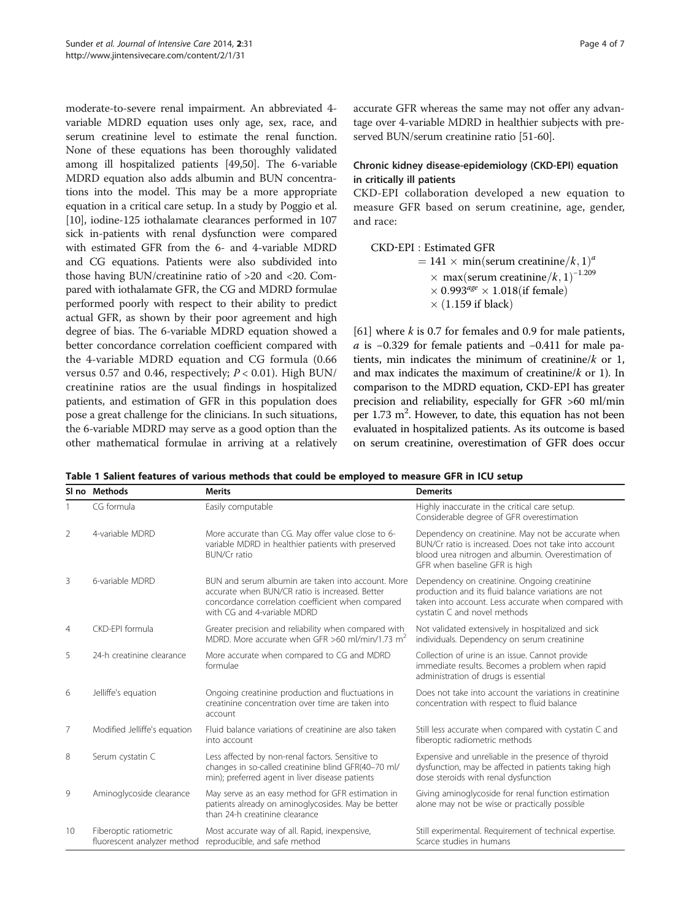moderate-to-severe renal impairment. An abbreviated 4-variable MDRD equation uses only age, sex, race, and serum creatinine level to estimate the renal function. None of these equations has been thoroughly validated among ill hospitalized patients [49,50]. The 6-variable MDRD equation also adds albumin and BUN concentrations into the model. This may be a more appropriate equation in a critical care setup. In a study by Poggio et al. [10], iodine-125 iothalamate clearances performed in 107 sick in-patients with renal dysfunction were compared with estimated GFR from the 6- and 4-variable MDRD and CG equations. Patients were also subdivided into those having BUN/creatinine ratio of >20 and <20. Compared with iothalamate GFR, the CG and MDRD formulae performed poorly with respect to their ability to predict actual GFR, as shown by their poor agreement and high degree of bias. The 6-variable MDRD equation showed a better concordance correlation coefficient compared with the 4-variable MDRD equation and CG formula (0.66 versus 0.57 and 0.46, respectively; $P < 0.01$). High BUN/creatinine ratios are the usual findings in hospitalized patients, and estimation of GFR in this population does pose a great challenge for the clinicians. In such situations, the 6-variable MDRD may serve as a good option than the other mathematical formulae in arriving at a relatively accurate GFR whereas the same may not offer any advantage over 4-variable MDRD in healthier subjects with preserved BUN/serum creatinine ratio [51-60].

### Chronic kidney disease-epidemiology (CKD-EPI) equation in critically ill patients

CKD-EPI collaboration developed a new equation to measure GFR based on serum creatinine, age, gender, and race:

$$
\begin{aligned}
\text{CKD-EPI : Estimated GFR} \\
&= 141 \times \min(\text{serum creatinine}/k, 1)^{a} \\
&\quad \times \max(\text{serum creatinine}/k, 1)^{-1.209} \\
&\quad \times 0.993^{age} \times 1.018(\text{if female}) \\
&\quad \times (1.159 \text{ if black})
\end{aligned}
$$

[61] where $k$ is 0.7 for females and 0.9 for male patients, $a$ is −0.329 for female patients and −0.411 for male patients, min indicates the minimum of creatinine/$k$ or 1, and max indicates the maximum of creatinine/$k$ or 1). In comparison to the MDRD equation, CKD-EPI has greater precision and reliability, especially for GFR >60 ml/min per 1.73 $m^2$. However, to date, this equation has not been evaluated in hospitalized patients. As its outcome is based on serum creatinine, overestimation of GFR does occur

**Table 1 Salient features of various methods that could be employed to measure GFR in ICU setup**

| Sl no | Methods | Merits | Demerits |
|---|---|---|---|
| 1 | CG formula | Easily computable | Highly inaccurate in the critical care setup. Considerable degree of GFR overestimation |
| 2 | 4-variable MDRD | More accurate than CG. May offer value close to 6-variable MDRD in healthier patients with preserved BUN/Cr ratio | Dependency on creatinine. May not be accurate when BUN/Cr ratio is increased. Does not take into account blood urea nitrogen and albumin. Overestimation of GFR when baseline GFR is high |
| 3 | 6-variable MDRD | BUN and serum albumin are taken into account. More accurate when BUN/CR ratio is increased. Better concordance correlation coefficient when compared with CG and 4-variable MDRD | Dependency on creatinine. Ongoing creatinine production and its fluid balance variations are not taken into account. Less accurate when compared with cystatin C and novel methods |
| 4 | CKD-EPI formula | Greater precision and reliability when compared with MDRD. More accurate when GFR >60 ml/min/1.73 $m^2$ | Not validated extensively in hospitalized and sick individuals. Dependency on serum creatinine |
| 5 | 24-h creatinine clearance | More accurate when compared to CG and MDRD formulae | Collection of urine is an issue. Cannot provide immediate results. Becomes a problem when rapid administration of drugs is essential |
| 6 | Jelliffe's equation | Ongoing creatinine production and fluctuations in creatinine concentration over time are taken into account | Does not take into account the variations in creatinine concentration with respect to fluid balance |
| 7 | Modified Jelliffe's equation | Fluid balance variations of creatinine are also taken into account | Still less accurate when compared with cystatin C and fiberoptic radiometric methods |
| 8 | Serum cystatin C | Less affected by non-renal factors. Sensitive to changes in so-called creatinine blind GFR(40–70 ml/min); preferred agent in liver disease patients | Expensive and unreliable in the presence of thyroid dysfunction, may be affected in patients taking high dose steroids with renal dysfunction |
| 9 | Aminoglycoside clearance | May serve as an easy method for GFR estimation in patients already on aminoglycosides. May be better than 24-h creatinine clearance | Giving aminoglycoside for renal function estimation alone may not be wise or practically possible |
| 10 | Fiberoptic ratiometric fluorescent analyzer method | Most accurate way of all. Rapid, inexpensive, reproducible, and safe method | Still experimental. Requirement of technical expertise. Scarce studies in humans |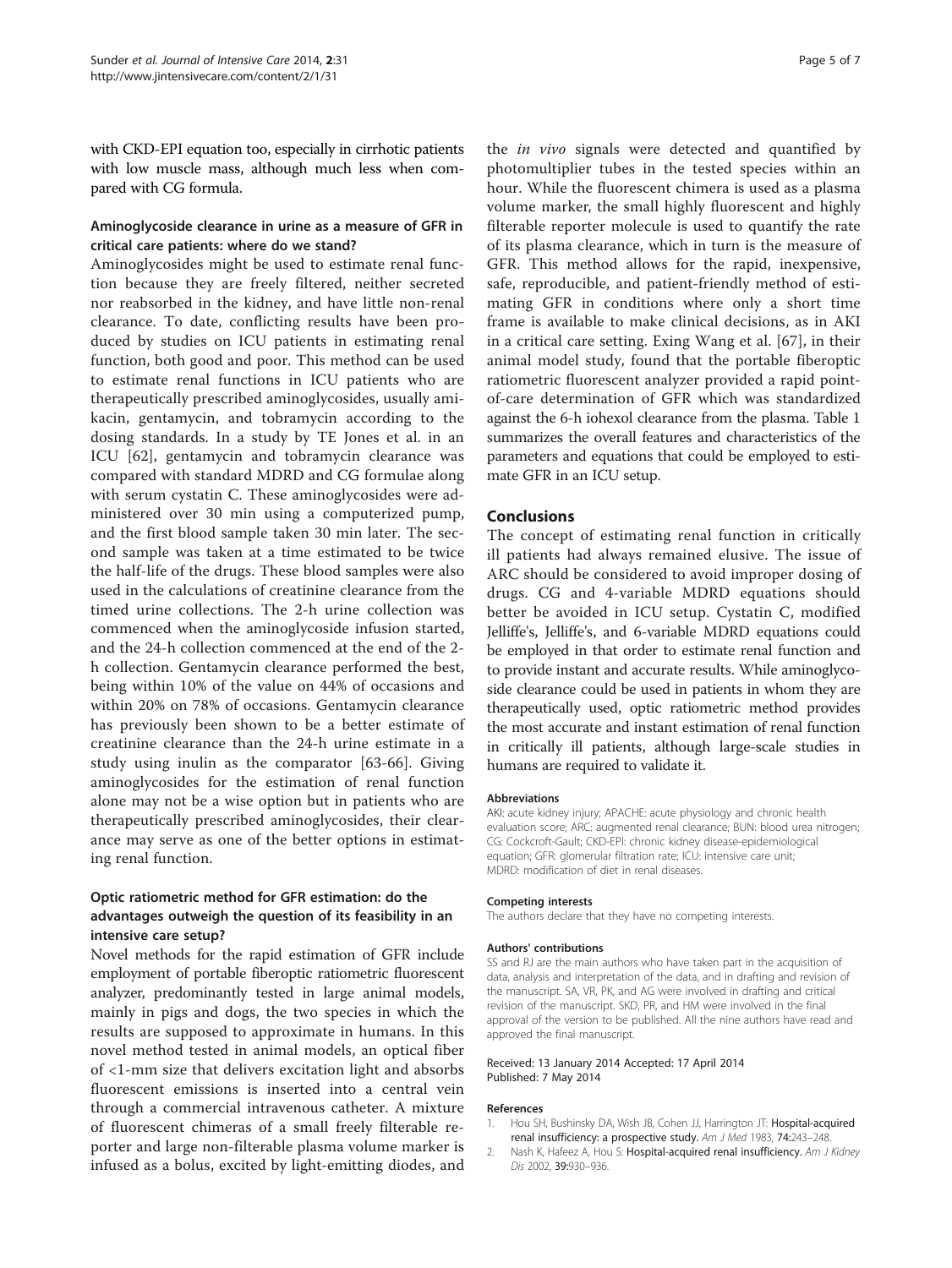with CKD-EPI equation too, especially in cirrhotic patients with low muscle mass, although much less when compared with CG formula.

### Aminoglycoside clearance in urine as a measure of GFR in critical care patients: where do we stand?

Aminoglycosides might be used to estimate renal function because they are freely filtered, neither secreted nor reabsorbed in the kidney, and have little non-renal clearance. To date, conflicting results have been produced by studies on ICU patients in estimating renal function, both good and poor. This method can be used to estimate renal functions in ICU patients who are therapeutically prescribed aminoglycosides, usually amikacin, gentamycin, and tobramycin according to the dosing standards. In a study by TE Jones et al. in an ICU [62], gentamycin and tobramycin clearance was compared with standard MDRD and CG formulae along with serum cystatin C. These aminoglycosides were administered over 30 min using a computerized pump, and the first blood sample taken 30 min later. The second sample was taken at a time estimated to be twice the half-life of the drugs. These blood samples were also used in the calculations of creatinine clearance from the timed urine collections. The 2-h urine collection was commenced when the aminoglycoside infusion started, and the 24-h collection commenced at the end of the 2-h collection. Gentamycin clearance performed the best, being within 10% of the value on 44% of occasions and within 20% on 78% of occasions. Gentamycin clearance has previously been shown to be a better estimate of creatinine clearance than the 24-h urine estimate in a study using inulin as the comparator [63-66]. Giving aminoglycosides for the estimation of renal function alone may not be a wise option but in patients who are therapeutically prescribed aminoglycosides, their clearance may serve as one of the better options in estimating renal function.

### Optic ratiometric method for GFR estimation: do the advantages outweigh the question of its feasibility in an intensive care setup?

Novel methods for the rapid estimation of GFR include employment of portable fiberoptic ratiometric fluorescent analyzer, predominantly tested in large animal models, mainly in pigs and dogs, the two species in which the results are supposed to approximate in humans. In this novel method tested in animal models, an optical fiber of <1-mm size that delivers excitation light and absorbs fluorescent emissions is inserted into a central vein through a commercial intravenous catheter. A mixture of fluorescent chimeras of a small freely filterable reporter and large non-filterable plasma volume marker is infused as a bolus, excited by light-emitting diodes, and the *in vivo* signals were detected and quantified by photomultiplier tubes in the tested species within an hour. While the fluorescent chimera is used as a plasma volume marker, the small highly fluorescent and highly filterable reporter molecule is used to quantify the rate of its plasma clearance, which in turn is the measure of GFR. This method allows for the rapid, inexpensive, safe, reproducible, and patient-friendly method of estimating GFR in conditions where only a short time frame is available to make clinical decisions, as in AKI in a critical care setting. Exing Wang et al. [67], in their animal model study, found that the portable fiberoptic ratiometric fluorescent analyzer provided a rapid point-of-care determination of GFR which was standardized against the 6-h iohexol clearance from the plasma. Table 1 summarizes the overall features and characteristics of the parameters and equations that could be employed to estimate GFR in an ICU setup.

## Conclusions

The concept of estimating renal function in critically ill patients had always remained elusive. The issue of ARC should be considered to avoid improper dosing of drugs. CG and 4-variable MDRD equations should better be avoided in ICU setup. Cystatin C, modified Jelliffe's, Jelliffe's, and 6-variable MDRD equations could be employed in that order to estimate renal function and to provide instant and accurate results. While aminoglycoside clearance could be used in patients in whom they are therapeutically used, optic ratiometric method provides the most accurate and instant estimation of renal function in critically ill patients, although large-scale studies in humans are required to validate it.

#### Abbreviations

AKI: acute kidney injury; APACHE: acute physiology and chronic health evaluation score; ARC: augmented renal clearance; BUN: blood urea nitrogen; CG: Cockcroft-Gault; CKD-EPI: chronic kidney disease-epidemiological equation; GFR: glomerular filtration rate; ICU: intensive care unit; MDRD: modification of diet in renal diseases.

#### Competing interests

The authors declare that they have no competing interests.

#### Authors' contributions

SS and RJ are the main authors who have taken part in the acquisition of data, analysis and interpretation of the data, and in drafting and revision of the manuscript. SA, VR, PK, and AG were involved in drafting and critical revision of the manuscript. SKD, PR, and HM were involved in the final approval of the version to be published. All the nine authors have read and approved the final manuscript.

Received: 13 January 2014 Accepted: 17 April 2014
Published: 7 May 2014

#### References

1. Hou SH, Bushinsky DA, Wish JB, Cohen JJ, Harrington JT: **Hospital-acquired renal insufficiency: a prospective study.** *Am J Med* 1983, **74:**243–248.
2. Nash K, Hafeez A, Hou S: **Hospital-acquired renal insufficiency.** *Am J Kidney Dis* 2002, **39:**930–936.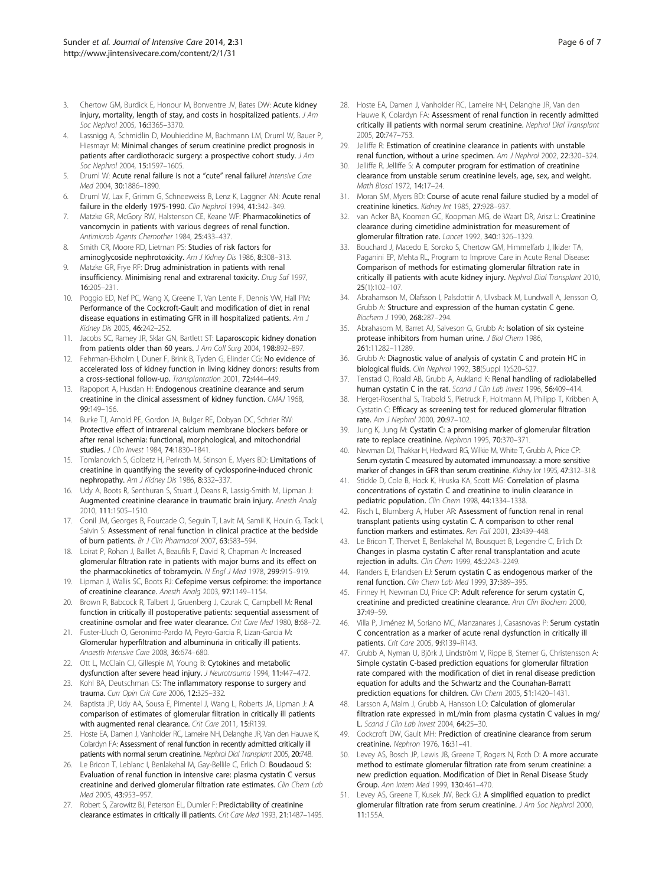3. Chertow GM, Burdick E, Honour M, Bonventre JV, Bates DW: **Acute kidney injury, mortality, length of stay, and costs in hospitalized patients.** *J Am Soc Nephrol* 2005, **16:**3365–3370.
4. Lassnigg A, Schmidlin D, Mouhieddine M, Bachmann LM, Druml W, Bauer P, Hiesmayr M: **Minimal changes of serum creatinine predict prognosis in patients after cardiothoracic surgery: a prospective cohort study.** *J Am Soc Nephrol* 2004, **15:**1597–1605.
5. Druml W: **Acute renal failure is not a "cute" renal failure!** *Intensive Care Med* 2004, **30:**1886–1890.
6. Druml W, Lax F, Grimm G, Schneeweiss B, Lenz K, Laggner AN: **Acute renal failure in the elderly 1975-1990.** *Clin Nephrol* 1994, **41:**342–349.
7. Matzke GR, McGory RW, Halstenson CE, Keane WF: **Pharmacokinetics of vancomycin in patients with various degrees of renal function.** *Antimicrob Agents Chemother* 1984, **25:**433–437.
8. Smith CR, Moore RD, Lietman PS: **Studies of risk factors for aminoglycoside nephrotoxicity.** *Am J Kidney Dis* 1986, **8:**308–313.
9. Matzke GR, Frye RF: **Drug administration in patients with renal insufficiency. Minimising renal and extrarenal toxicity.** *Drug Saf* 1997, **16:**205–231.
10. Poggio ED, Nef PC, Wang X, Greene T, Van Lente F, Dennis VW, Hall PM: **Performance of the Cockcroft-Gault and modification of diet in renal disease equations in estimating GFR in ill hospitalized patients.** *Am J Kidney Dis* 2005, **46:**242–252.
11. Jacobs SC, Ramey JR, Sklar GN, Bartlett ST: **Laparoscopic kidney donation from patients older than 60 years.** *J Am Coll Surg* 2004, **198:**892–897.
12. Fehrman-Ekholm I, Duner F, Brink B, Tyden G, Elinder CG: **No evidence of accelerated loss of kidney function in living kidney donors: results from a cross-sectional follow-up.** *Transplantation* 2001, **72:**444–449.
13. Rapoport A, Husdan H: **Endogenous creatinine clearance and serum creatinine in the clinical assessment of kidney function.** *CMAJ* 1968, **99:**149–156.
14. Burke TJ, Arnold PE, Gordon JA, Bulger RE, Dobyan DC, Schrier RW: **Protective effect of intrarenal calcium membrane blockers before or after renal ischemia: functional, morphological, and mitochondrial studies.** *J Clin Invest* 1984, **74:**1830–1841.
15. Tomlanovich S, Golbetz H, Perlroth M, Stinson E, Myers BD: **Limitations of creatinine in quantifying the severity of cyclosporine-induced chronic nephropathy.** *Am J Kidney Dis* 1986, **8:**332–337.
16. Udy A, Boots R, Senthuran S, Stuart J, Deans R, Lassig-Smith M, Lipman J: **Augmented creatinine clearance in traumatic brain injury.** *Anesth Analg* 2010, **111:**1505–1510.
17. Conil JM, Georges B, Fourcade O, Seguin T, Lavit M, Samii K, Houin G, Tack I, Saivin S: **Assessment of renal function in clinical practice at the bedside of burn patients.** *Br J Clin Pharmacol* 2007, **63:**583–594.
18. Loirat P, Rohan J, Baillet A, Beaufils F, David R, Chapman A: **Increased glomerular filtration rate in patients with major burns and its effect on the pharmacokinetics of tobramycin.** *N Engl J Med* 1978, **299:**915–919.
19. Lipman J, Wallis SC, Boots RJ: **Cefepime versus cefpirome: the importance of creatinine clearance.** *Anesth Analg* 2003, **97:**1149–1154.
20. Brown R, Babcock R, Talbert J, Gruenberg J, Czurak C, Campbell M: **Renal function in critically ill postoperative patients: sequential assessment of creatinine osmolar and free water clearance.** *Crit Care Med* 1980, **8:**68–72.
21. Fuster-Lluch O, Geronimo-Pardo M, Peyro-Garcia R, Lizan-Garcia M: **Glomerular hyperfiltration and albuminuria in critically ill patients.** *Anaesth Intensive Care* 2008, **36:**674–680.
22. Ott L, McClain CJ, Gillespie M, Young B: **Cytokines and metabolic dysfunction after severe head injury.** *J Neurotrauma* 1994, **11:**447–472.
23. Kohl BA, Deutschman CS: **The inflammatory response to surgery and trauma.** *Curr Opin Crit Care* 2006, **12:**325–332.
24. Baptista JP, Udy AA, Sousa E, Pimentel J, Wang L, Roberts JA, Lipman J: **A comparison of estimates of glomerular filtration in critically ill patients with augmented renal clearance.** *Crit Care* 2011, **15:**R139.
25. Hoste EA, Damen J, Vanholder RC, Lameire NH, Delanghe JR, Van den Hauwe K, Colardyn FA: **Assessment of renal function in recently admitted critically ill patients with normal serum creatinine.** *Nephrol Dial Transplant* 2005, **20:**748.
26. Le Bricon T, Leblanc I, Benlakehal M, Gay-Bellile C, Erlich D: Boudaoud S: **Evaluation of renal function in intensive care: plasma cystatin C versus creatinine and derived glomerular filtration rate estimates.** *Clin Chem Lab Med* 2005, **43:**953–957.
27. Robert S, Zarowitz BJ, Peterson EL, Dumler F: **Predictability of creatinine clearance estimates in critically ill patients.** *Crit Care Med* 1993, **21:**1487–1495.
28. Hoste EA, Damen J, Vanholder RC, Lameire NH, Delanghe JR, Van den Hauwe K, Colardyn FA: **Assessment of renal function in recently admitted critically ill patients with normal serum creatinine.** *Nephrol Dial Transplant* 2005, **20:**747–753.
29. Jelliffe R: **Estimation of creatinine clearance in patients with unstable renal function, without a urine specimen.** *Am J Nephrol* 2002, **22:**320–324.
30. Jelliffe R, Jelliffe S: **A computer program for estimation of creatinine clearance from unstable serum creatinine levels, age, sex, and weight.** *Math Biosci* 1972, **14:**17–24.
31. Moran SM, Myers BD: **Course of acute renal failure studied by a model of creatinine kinetics.** *Kidney Int* 1985, **27:**928–937.
32. van Acker BA, Koomen GC, Koopman MG, de Waart DR, Arisz L: **Creatinine clearance during cimetidine administration for measurement of glomerular filtration rate.** *Lancet* 1992, **340:**1326–1329.
33. Bouchard J, Macedo E, Soroko S, Chertow GM, Himmelfarb J, Ikizler TA, Paganini EP, Mehta RL, Program to Improve Care in Acute Renal Disease: **Comparison of methods for estimating glomerular filtration rate in critically ill patients with acute kidney injury.** *Nephrol Dial Transplant* 2010, **25**(1):102–107.
34. Abrahamson M, Olafsson I, Palsdottir A, Ulvsback M, Lundwall A, Jensson O, Grubb A: **Structure and expression of the human cystatin C gene.** *Biochem J* 1990, **268:**287–294.
35. Abrahasom M, Barret AJ, Salveson G, Grubb A: **Isolation of six cysteine protease inhibitors from human urine.** *J Biol Chem* 1986, **261:**11282–11289.
36. Grubb A: **Diagnostic value of analysis of cystatin C and protein HC in biological fluids.** *Clin Nephrol* 1992, **38**(Suppl 1):S20–S27.
37. Tenstad O, Roald AB, Grubb A, Aukland K: **Renal handling of radiolabelled human cystatin C in the rat.** *Scand J Clin Lab Invest* 1996, **56:**409–414.
38. Herget-Rosenthal S, Trabold S, Pietruck F, Holtmann M, Philipp T, Kribben A, Cystatin C: **Efficacy as screening test for reduced glomerular filtration rate.** *Am J Nephrol* 2000, **20:**97–102.
39. Jung K, Jung M: **Cystatin C: a promising marker of glomerular filtration rate to replace creatinine.** *Nephron* 1995, **70:**370–371.
40. Newman DJ, Thakkar H, Hedward RG, Wilkie M, White T, Grubb A, Price CP: **Serum cystatin C measured by automated immunoassay: a more sensitive marker of changes in GFR than serum creatinine.** *Kidney Int* 1995, **47:**312–318.
41. Stickle D, Cole B, Hock K, Hruska KA, Scott MG: **Correlation of plasma concentrations of cystatin C and creatinine to inulin clearance in pediatric population.** *Clin Chem* 1998, **44:**1334–1338.
42. Risch L, Blumberg A, Huber AR: **Assessment of function renal in renal transplant patients using cystatin C. A comparison to other renal function markers and estimates.** *Ren Fail* 2001, **23:**439–448.
43. Le Bricon T, Thervet E, Benlakehal M, Bousquet B, Legendre C, Erlich D: **Changes in plasma cystatin C after renal transplantation and acute rejection in adults.** *Clin Chem* 1999, **45:**2243–2249.
44. Randers E, Erlandsen EJ: **Serum cystatin C as endogenous marker of the renal function.** *Clin Chem Lab Med* 1999, **37:**389–395.
45. Finney H, Newman DJ, Price CP: **Adult reference for serum cystatin C, creatinine and predicted creatinine clearance.** *Ann Clin Biochem* 2000, **37:**49–59.
46. Villa P, Jiménez M, Soriano MC, Manzanares J, Casasnovas P: **Serum cystatin C concentration as a marker of acute renal dysfunction in critically ill patients.** *Crit Care* 2005, **9:**R139–R143.
47. Grubb A, Nyman U, Björk J, Lindström V, Rippe B, Sterner G, Christensson A: **Simple cystatin C-based prediction equations for glomerular filtration rate compared with the modification of diet in renal disease prediction equation for adults and the Schwartz and the Counahan-Barratt prediction equations for children.** *Clin Chem* 2005, **51:**1420–1431.
48. Larsson A, Malm J, Grubb A, Hansson LO: **Calculation of glomerular filtration rate expressed in mL/min from plasma cystatin C values in mg/L.** *Scand J Clin Lab Invest* 2004, **64:**25–30.
49. Cockcroft DW, Gault MH: **Prediction of creatinine clearance from serum creatinine.** *Nephron* 1976, **16:**31–41.
50. Levey AS, Bosch JP, Lewis JB, Greene T, Rogers N, Roth D: **A more accurate method to estimate glomerular filtration rate from serum creatinine: a new prediction equation. Modification of Diet in Renal Disease Study Group.** *Ann Intern Med* 1999, **130:**461–470.
51. Levey AS, Greene T, Kusek JW, Beck GJ: **A simplified equation to predict glomerular filtration rate from serum creatinine.** *J Am Soc Nephrol* 2000, **11:**155A.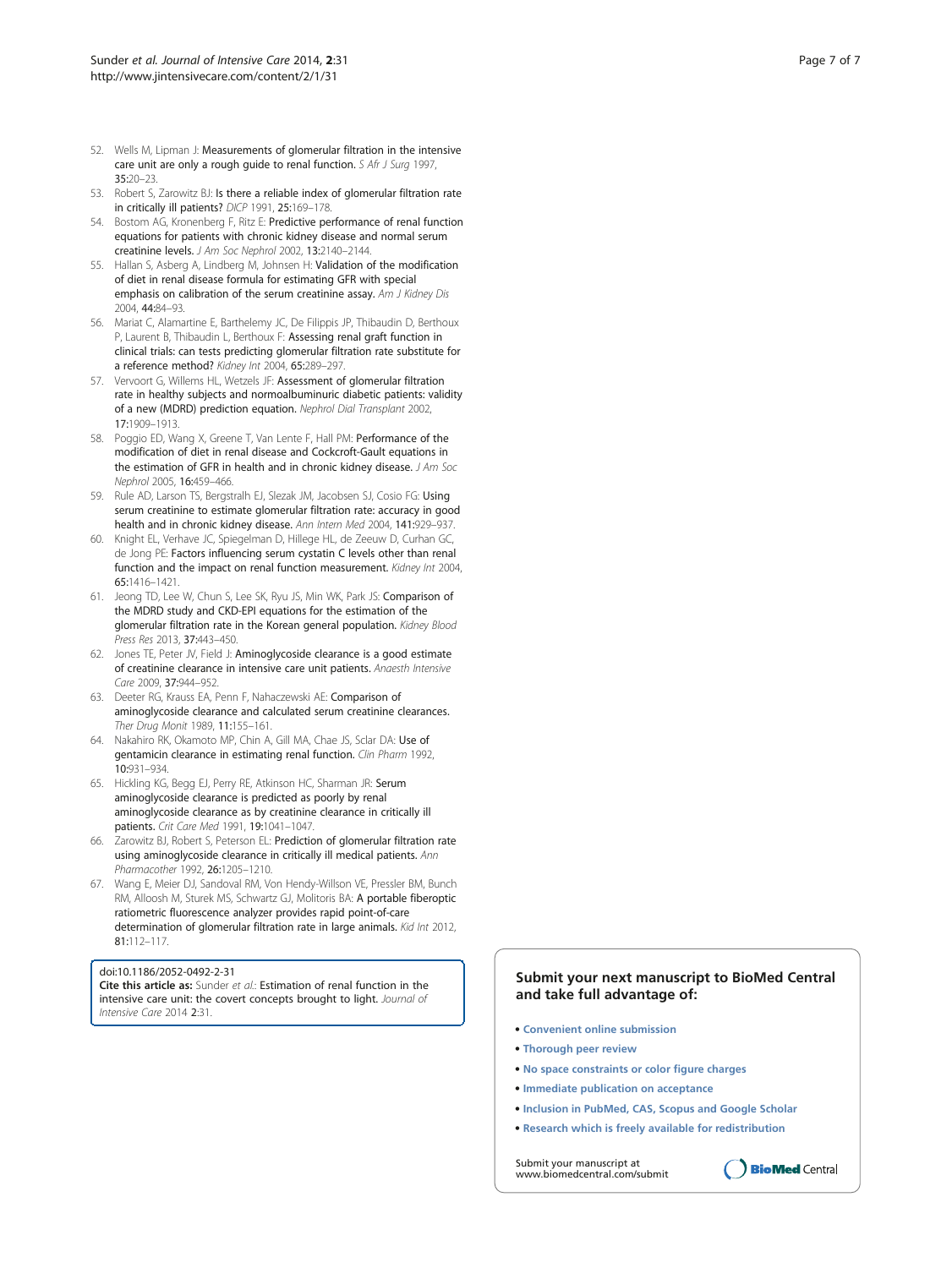52. Wells M, Lipman J: Measurements of glomerular filtration in the intensive care unit are only a rough guide to renal function. *S Afr J Surg* 1997, **35:**20–23.
53. Robert S, Zarowitz BJ: Is there a reliable index of glomerular filtration rate in critically ill patients? *DICP* 1991, **25:**169–178.
54. Bostom AG, Kronenberg F, Ritz E: Predictive performance of renal function equations for patients with chronic kidney disease and normal serum creatinine levels. *J Am Soc Nephrol* 2002, **13:**2140–2144.
55. Hallan S, Asberg A, Lindberg M, Johnsen H: Validation of the modification of diet in renal disease formula for estimating GFR with special emphasis on calibration of the serum creatinine assay. *Am J Kidney Dis* 2004, **44:**84–93.
56. Mariat C, Alamartine E, Barthelemy JC, De Filippis JP, Thibaudin D, Berthoux P, Laurent B, Thibaudin L, Berthoux F: Assessing renal graft function in clinical trials: can tests predicting glomerular filtration rate substitute for a reference method? *Kidney Int* 2004, **65:**289–297.
57. Vervoort G, Willems HL, Wetzels JF: Assessment of glomerular filtration rate in healthy subjects and normoalbuminuric diabetic patients: validity of a new (MDRD) prediction equation. *Nephrol Dial Transplant* 2002, **17:**1909–1913.
58. Poggio ED, Wang X, Greene T, Van Lente F, Hall PM: Performance of the modification of diet in renal disease and Cockcroft-Gault equations in the estimation of GFR in health and in chronic kidney disease. *J Am Soc Nephrol* 2005, **16:**459–466.
59. Rule AD, Larson TS, Bergstralh EJ, Slezak JM, Jacobsen SJ, Cosio FG: Using serum creatinine to estimate glomerular filtration rate: accuracy in good health and in chronic kidney disease. *Ann Intern Med* 2004, **141:**929–937.
60. Knight EL, Verhave JC, Spiegelman D, Hillege HL, de Zeeuw D, Curhan GC, de Jong PE: Factors influencing serum cystatin C levels other than renal function and the impact on renal function measurement. *Kidney Int* 2004, **65:**1416–1421.
61. Jeong TD, Lee W, Chun S, Lee SK, Ryu JS, Min WK, Park JS: Comparison of the MDRD study and CKD-EPI equations for the estimation of the glomerular filtration rate in the Korean general population. *Kidney Blood Press Res* 2013, **37:**443–450.
62. Jones TE, Peter JV, Field J: Aminoglycoside clearance is a good estimate of creatinine clearance in intensive care unit patients. *Anaesth Intensive Care* 2009, **37:**944–952.
63. Deeter RG, Krauss EA, Penn F, Nahaczewski AE: Comparison of aminoglycoside clearance and calculated serum creatinine clearances. *Ther Drug Monit* 1989, **11:**155–161.
64. Nakahiro RK, Okamoto MP, Chin A, Gill MA, Chae JS, Sclar DA: Use of gentamicin clearance in estimating renal function. *Clin Pharm* 1992, **10:**931–934.
65. Hickling KG, Begg EJ, Perry RE, Atkinson HC, Sharman JR: Serum aminoglycoside clearance is predicted as poorly by renal aminoglycoside clearance as by creatinine clearance in critically ill patients. *Crit Care Med* 1991, **19:**1041–1047.
66. Zarowitz BJ, Robert S, Peterson EL: Prediction of glomerular filtration rate using aminoglycoside clearance in critically ill medical patients. *Ann Pharmacother* 1992, **26:**1205–1210.
67. Wang E, Meier DJ, Sandoval RM, Von Hendy-Willson VE, Pressler BM, Bunch RM, Alloosh M, Sturek MS, Schwartz GJ, Molitoris BA: A portable fiberoptic ratiometric fluorescence analyzer provides rapid point-of-care determination of glomerular filtration rate in large animals. *Kid Int* 2012, **81:**112–117.

doi:10.1186/2052-0492-2-31

**Cite this article as:** Sunder *et al.*: Estimation of renal function in the intensive care unit: the covert concepts brought to light. *Journal of Intensive Care* 2014 **2**:31.

**Submit your next manuscript to BioMed Central and take full advantage of:**

- **Convenient online submission**
- **Thorough peer review**
- **No space constraints or color figure charges**
- **Immediate publication on acceptance**
- **Inclusion in PubMed, CAS, Scopus and Google Scholar**
- **Research which is freely available for redistribution**

Submit your manuscript at
www.biomedcentral.com/submit

BioMed Central